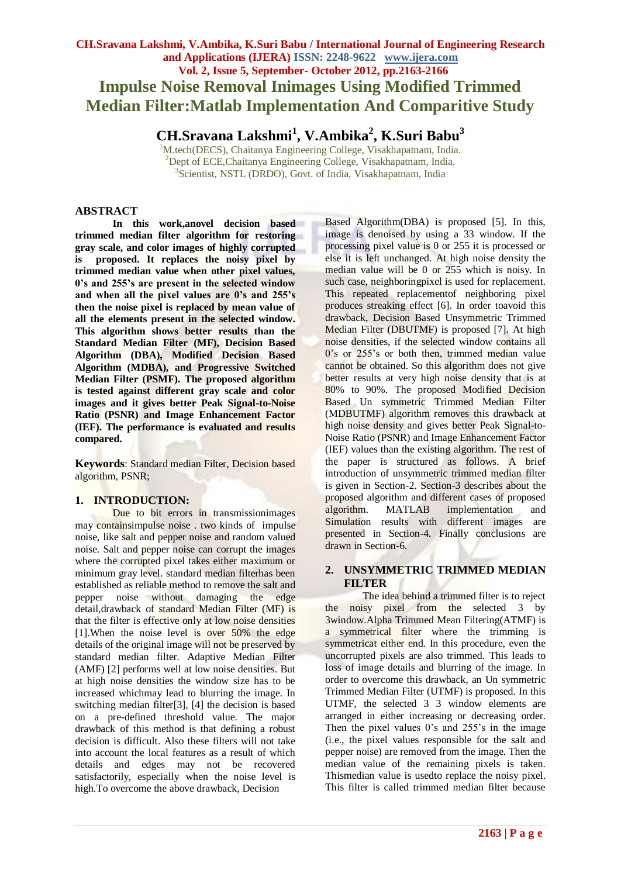# Impulse Noise Removal Inimages Using Modified Trimmed Median Filter:Matlab Implementation And Comparitive Study

## CH.Sravana Lakshmi[1], V.Ambika[2], K.Suri Babu[3]

[1]M.tech(DECS), Chaitanya Engineering College, Visakhapatnam, India.
[2]Dept of ECE,Chaitanya Engineering College, Visakhapatnam, India.
[3]Scientist, NSTL (DRDO), Govt. of India, Visakhapatnam, India

## ABSTRACT

**In this work,anovel decision based trimmed median filter algorithm for restoring gray scale, and color images of highly corrupted is proposed. It replaces the noisy pixel by trimmed median value when other pixel values, 0's and 255's are present in the selected window and when all the pixel values are 0's and 255's then the noise pixel is replaced by mean value of all the elements present in the selected window. This algorithm shows better results than the Standard Median Filter (MF), Decision Based Algorithm (DBA), Modified Decision Based Algorithm (MDBA), and Progressive Switched Median Filter (PSMF). The proposed algorithm is tested against different gray scale and color images and it gives better Peak Signal-to-Noise Ratio (PSNR) and Image Enhancement Factor (IEF). The performance is evaluated and results compared.**

**Keywords**: Standard median Filter, Decision based algorithm, PSNR;

## 1. INTRODUCTION:

Due to bit errors in transmissionimages may containsimpulse noise . two kinds of impulse noise, like salt and pepper noise and random valued noise. Salt and pepper noise can corrupt the images where the corrupted pixel takes either maximum or minimum gray level. standard median filterhas been established as reliable method to remove the salt and pepper noise without damaging the edge detail,drawback of standard Median Filter (MF) is that the filter is effective only at low noise densities [1].When the noise level is over 50% the edge details of the original image will not be preserved by standard median filter. Adaptive Median Filter (AMF) [2] performs well at low noise densities. But at high noise densities the window size has to be increased whichmay lead to blurring the image. In switching median filter[3], [4] the decision is based on a pre-defined threshold value. The major drawback of this method is that defining a robust decision is difficult. Also these filters will not take into account the local features as a result of which details and edges may not be recovered satisfactorily, especially when the noise level is high.To overcome the above drawback, Decision Based Algorithm(DBA) is proposed [5]. In this, image is denoised by using a 33 window. If the processing pixel value is 0 or 255 it is processed or else it is left unchanged. At high noise density the median value will be 0 or 255 which is noisy. In such case, neighboringpixel is used for replacement. This repeated replacementof neighboring pixel produces streaking effect [6]. In order toavoid this drawback, Decision Based Unsymmetric Trimmed Median Filter (DBUTMF) is proposed [7]. At high noise densities, if the selected window contains all 0's or 255's or both then, trimmed median value cannot be obtained. So this algorithm does not give better results at very high noise density that is at 80% to 90%. The proposed Modified Decision Based Un symmetric Trimmed Median Filter (MDBUTMF) algorithm removes this drawback at high noise density and gives better Peak Signal-to-Noise Ratio (PSNR) and Image Enhancement Factor (IEF) values than the existing algorithm. The rest of the paper is structured as follows. A brief introduction of unsymmetric trimmed median filter is given in Section-2. Section-3 describes about the proposed algorithm and different cases of proposed algorithm. MATLAB implementation and Simulation results with different images are presented in Section-4. Finally conclusions are drawn in Section-6.

## 2. UNSYMMETRIC TRIMMED MEDIAN FILTER

The idea behind a trimmed filter is to reject the noisy pixel from the selected 3 by 3window.Alpha Trimmed Mean Filtering(ATMF) is a symmetrical filter where the trimming is symmetricat either end. In this procedure, even the uncorrupted pixels are also trimmed. This leads to loss of image details and blurring of the image. In order to overcome this drawback, an Un symmetric Trimmed Median Filter (UTMF) is proposed. In this UTMF, the selected 3 3 window elements are arranged in either increasing or decreasing order. Then the pixel values 0's and 255's in the image (i.e., the pixel values responsible for the salt and pepper noise) are removed from the image. Then the median value of the remaining pixels is taken. Thismedian value is usedto replace the noisy pixel. This filter is called trimmed median filter because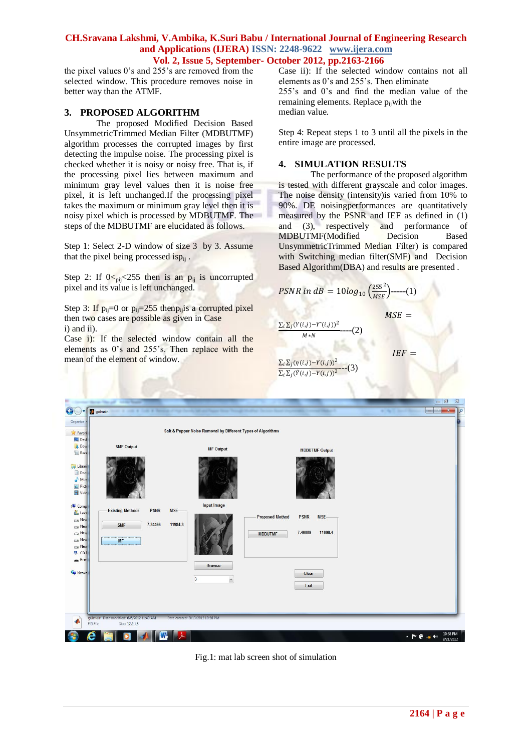the pixel values 0's and 255's are removed from the selected window. This procedure removes noise in better way than the ATMF.

## 3. PROPOSED ALGORITHM

The proposed Modified Decision Based UnsymmetricTrimmed Median Filter (MDBUTMF) algorithm processes the corrupted images by first detecting the impulse noise. The processing pixel is checked whether it is noisy or noisy free. That is, if the processing pixel lies between maximum and minimum gray level values then it is noise free pixel, it is left unchanged.If the processing pixel takes the maximum or minimum gray level then it is noisy pixel which is processed by MDBUTMF. The steps of the MDBUTMF are elucidated as follows.

Step 1: Select 2-D window of size 3 by 3. Assume that the pixel being processed is$p_{ij}$ .

Step 2: If $0<p_{ij}<255$ then is an $p_{ij}$ is uncorrupted pixel and its value is left unchanged.

Step 3: If $p_{ij}=0$ or $p_{ij}=255$ then$p_{ij}$is a corrupted pixel then two cases are possible as given in Case i) and ii).

Case i): If the selected window contain all the elements as 0's and 255's. Then replace with the mean of the element of window.

Case ii): If the selected window contains not all elements as 0's and 255's. Then eliminate 255's and 0's and find the median value of the remaining elements. Replace $p_{ij}$with the median value.

Step 4: Repeat steps 1 to 3 until all the pixels in the entire image are processed.

## 4. SIMULATION RESULTS

The performance of the proposed algorithm is tested with different grayscale and color images. The noise density (intensity)is varied from 10% to 90%. DE noisingperformances are quantitatively measured by the PSNR and IEF as defined in (1) and (3), respectively and performance of MDBUTMF(Modified Decision Based UnsymmetricTrimmed Median Filter) is compared with Switching median filter(SMF) and Decision Based Algorithm(DBA) and results are presented .

$$PSNR \; in \; dB = 10log_{10}\left(\frac{255^2}{MSE}\right) \text{-----(1)}$$

$$MSE = \frac{\sum_i \sum_j (Y(i,j) - Y'(i,j))^2}{M*N} \text{----(2)}$$

$$IEF = \frac{\sum_i \sum_j (\eta(i,j) - Y(i,j))^2}{\sum_i \sum_j (\hat{Y}(i,j) - Y(i,j))^2} \text{---(3)}$$

Fig.1: mat lab screen shot of simulation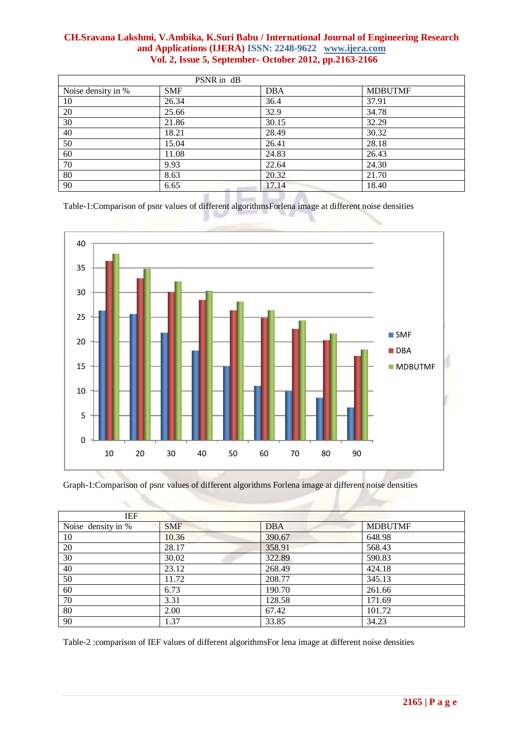| PSNR in dB | | | |
|---|---|---|---|
| Noise density in % | SMF | DBA | MDBUTMF |
| 10 | 26.34 | 36.4 | 37.91 |
| 20 | 25.66 | 32.9 | 34.78 |
| 30 | 21.86 | 30.15 | 32.29 |
| 40 | 18.21 | 28.49 | 30.32 |
| 50 | 15.04 | 26.41 | 28.18 |
| 60 | 11.08 | 24.83 | 26.43 |
| 70 | 9.93 | 22.64 | 24.30 |
| 80 | 8.63 | 20.32 | 21.70 |
| 90 | 6.65 | 17.14 | 18.40 |

Table-1:Comparison of psnr values of different algorithmsForlena image at different noise densities

Graph-1:Comparison of psnr values of different algorithms Forlena image at different noise densities

| IEF | | | |
|---|---|---|---|
| Noise density in % | SMF | DBA | MDBUTMF |
| 10 | 10.36 | 390.67 | 648.98 |
| 20 | 28.17 | 358.91 | 568.43 |
| 30 | 30.02 | 322.89 | 590.83 |
| 40 | 23.12 | 268.49 | 424.18 |
| 50 | 11.72 | 208.77 | 345.13 |
| 60 | 6.73 | 190.70 | 261.66 |
| 70 | 3.31 | 128.58 | 171.69 |
| 80 | 2.00 | 67.42 | 101.72 |
| 90 | 1.37 | 33.85 | 34.23 |

Table-2 :comparison of IEF values of different algorithmsFor lena image at different noise densities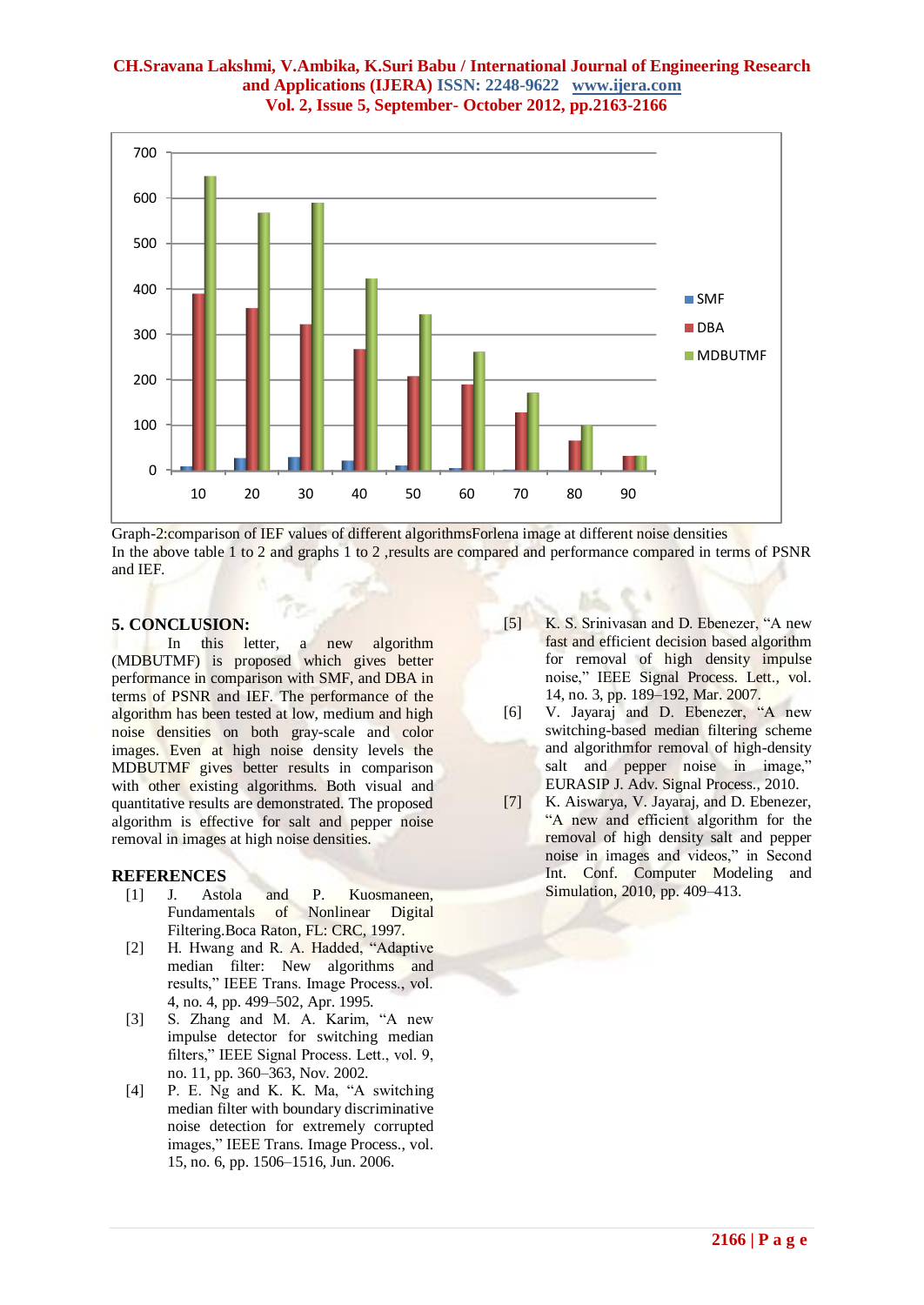700
600
500
400
300
200
100
0

10 20 30 40 50 60 70 80 90

SMF
DBA
MDBUTMF

Graph-2:comparison of IEF values of different algorithmsForlena image at different noise densities

In the above table 1 to 2 and graphs 1 to 2 ,results are compared and performance compared in terms of PSNR and IEF.

## 5. CONCLUSION:

In this letter, a new algorithm (MDBUTMF) is proposed which gives better performance in comparison with SMF, and DBA in terms of PSNR and IEF. The performance of the algorithm has been tested at low, medium and high noise densities on both gray-scale and color images. Even at high noise density levels the MDBUTMF gives better results in comparison with other existing algorithms. Both visual and quantitative results are demonstrated. The proposed algorithm is effective for salt and pepper noise removal in images at high noise densities.

## REFERENCES

[1] J. Astola and P. Kuosmaneen, Fundamentals of Nonlinear Digital Filtering.Boca Raton, FL: CRC, 1997.

[2] H. Hwang and R. A. Hadded, "Adaptive median filter: New algorithms and results," IEEE Trans. Image Process., vol. 4, no. 4, pp. 499–502, Apr. 1995.

[3] S. Zhang and M. A. Karim, "A new impulse detector for switching median filters," IEEE Signal Process. Lett., vol. 9, no. 11, pp. 360–363, Nov. 2002.

[4] P. E. Ng and K. K. Ma, "A switching median filter with boundary discriminative noise detection for extremely corrupted images," IEEE Trans. Image Process., vol. 15, no. 6, pp. 1506–1516, Jun. 2006.

[5] K. S. Srinivasan and D. Ebenezer, "A new fast and efficient decision based algorithm for removal of high density impulse noise," IEEE Signal Process. Lett., vol. 14, no. 3, pp. 189–192, Mar. 2007.

[6] V. Jayaraj and D. Ebenezer, "A new switching-based median filtering scheme and algorithmfor removal of high-density salt and pepper noise in image," EURASIP J. Adv. Signal Process., 2010.

[7] K. Aiswarya, V. Jayaraj, and D. Ebenezer, "A new and efficient algorithm for the removal of high density salt and pepper noise in images and videos," in Second Int. Conf. Computer Modeling and Simulation, 2010, pp. 409–413.